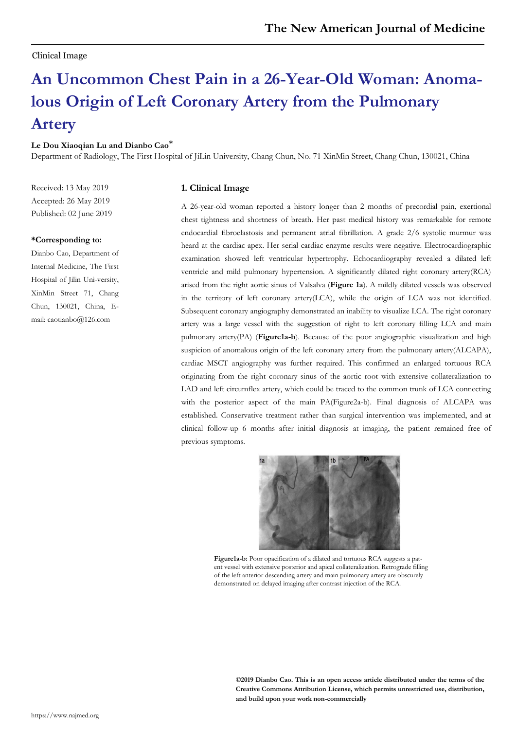Clinical Image

# An Uncommon Chest Pain in a 26-Year-Old Woman: Anomalous Origin of Left Coronary Artery from the Pulmonary Artery

**Le Dou Xiaoqian Lu and Dianbo Cao***

Department of Radiology, The First Hospital of JiLin University, Chang Chun, No. 71 XinMin Street, Chang Chun, 130021, China

Received: 13 May 2019
Accepted: 26 May 2019
Published: 02 June 2019

**\*Corresponding to:**
Dianbo Cao, Department of Internal Medicine, The First Hospital of Jilin Uni-versity, XinMin Street 71, Chang Chun, 130021, China, E-mail: caotianbo@126.com

## 1. Clinical Image

A 26-year-old woman reported a history longer than 2 months of precordial pain, exertional chest tightness and shortness of breath. Her past medical history was remarkable for remote endocardial fibroelastosis and permanent atrial fibrillation. A grade 2/6 systolic murmur was heard at the cardiac apex. Her serial cardiac enzyme results were negative. Electrocardiographic examination showed left ventricular hypertrophy. Echocardiography revealed a dilated left ventricle and mild pulmonary hypertension. A significantly dilated right coronary artery(RCA) arised from the right aortic sinus of Valsalva (**Figure 1a**). A mildly dilated vessels was observed in the territory of left coronary artery(LCA), while the origin of LCA was not identified. Subsequent coronary angiography demonstrated an inability to visualize LCA. The right coronary artery was a large vessel with the suggestion of right to left coronary filling LCA and main pulmonary artery(PA) (**Figure1a-b**). Because of the poor angiographic visualization and high suspicion of anomalous origin of the left coronary artery from the pulmonary artery(ALCAPA), cardiac MSCT angiography was further required. This confirmed an enlarged tortuous RCA originating from the right coronary sinus of the aortic root with extensive collateralization to LAD and left circumflex artery, which could be traced to the common trunk of LCA connecting with the posterior aspect of the main PA(Figure2a-b). Final diagnosis of ALCAPA was established. Conservative treatment rather than surgical intervention was implemented, and at clinical follow-up 6 months after initial diagnosis at imaging, the patient remained free of previous symptoms.

**Figure1a-b:** Poor opacification of a dilated and tortuous RCA suggests a patent vessel with extensive posterior and apical collateralization. Retrograde filling of the left anterior descending artery and main pulmonary artery are obscurely demonstrated on delayed imaging after contrast injection of the RCA.

**©2019 Dianbo Cao. This is an open access article distributed under the terms of the Creative Commons Attribution License, which permits unrestricted use, distribution, and build upon your work non-commercially**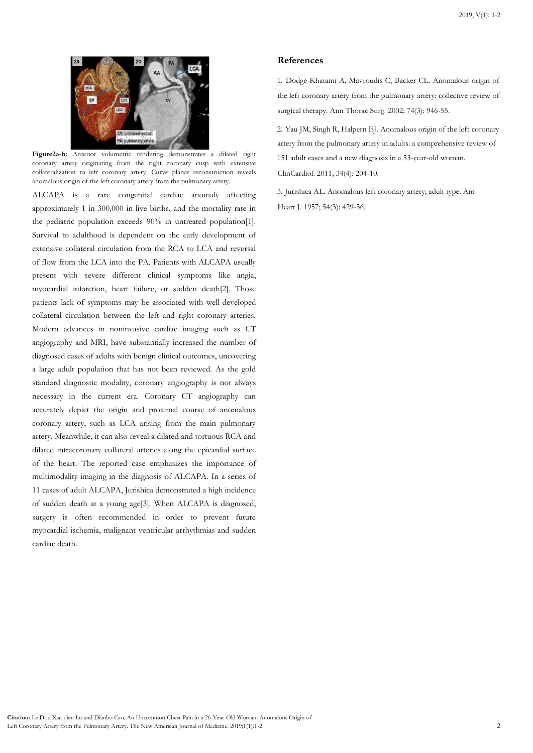**Figure2a-b:** Anterior volumetric rendering demonstrates a dilated right coronary artery originating from the right coronary cusp with extensive collateralization to left coronary artery. Curve planar reconstruction reveals anomalous origin of the left coronary artery from the pulmonary artery.

ALCAPA is a rare congenital cardiac anomaly affecting approximately 1 in 300,000 in live births, and the mortality rate in the pediatric population exceeds 90% in untreated population[1]. Survival to adulthood is dependent on the early development of extensive collateral circulation from the RCA to LCA and reversal of flow from the LCA into the PA. Patients with ALCAPA usually present with severe different clinical symptoms like angia, myocardial infarction, heart failure, or sudden death[2]. Those patients lack of symptoms may be associated with well-developed collateral circulation between the left and right coronary arteries. Modern advances in noninvasive cardiac imaging such as CT angiography and MRI, have substantially increased the number of diagnosed cases of adults with benign clinical outcomes, uncovering a large adult population that has not been reviewed. As the gold standard diagnostic modality, coronary angiography is not always necessary in the current era. Coronary CT angiography can accurately depict the origin and proximal course of anomalous coronary artery, such as LCA arising from the main pulmonary artery. Meanwhile, it can also reveal a dilated and tortuous RCA and dilated intracoronary collateral arteries along the epicardial surface of the heart. The reported case emphasizes the importance of multimodality imaging in the diagnosis of ALCAPA. In a series of 11 cases of adult ALCAPA, Jurishica demonstrated a high incidence of sudden death at a young age[3]. When ALCAPA is diagnosed, surgery is often recommended in order to prevent future myocardial ischemia, malignant ventricular arrhythmias and sudden cardiac death.

## References

1. Dodge-Khatami A, Mavroudis C, Backer CL. Anomalous origin of the left coronary artery from the pulmonary artery: collective review of surgical therapy. Ann Thorac Surg. 2002; 74(3): 946-55.

2. Yau JM, Singh R, Halpern EJ. Anomalous origin of the left coronary artery from the pulmonary artery in adults: a comprehensive review of 151 adult cases and a new diagnosis in a 53-year-old woman. ClinCardiol. 2011; 34(4): 204-10.

3. Jurishica AL. Anomalous left coronary artery; adult type. Am Heart J. 1957; 54(3): 429-36.

**Citation:** Le Dou Xiaoqian Lu and Dianbo Cao, An Uncommon Chest Pain in a 26-Year-Old Woman: Anomalous Origin of Left Coronary Artery from the Pulmonary Artery. The New American Journal of Medicine. 2019;1(1):1-2.